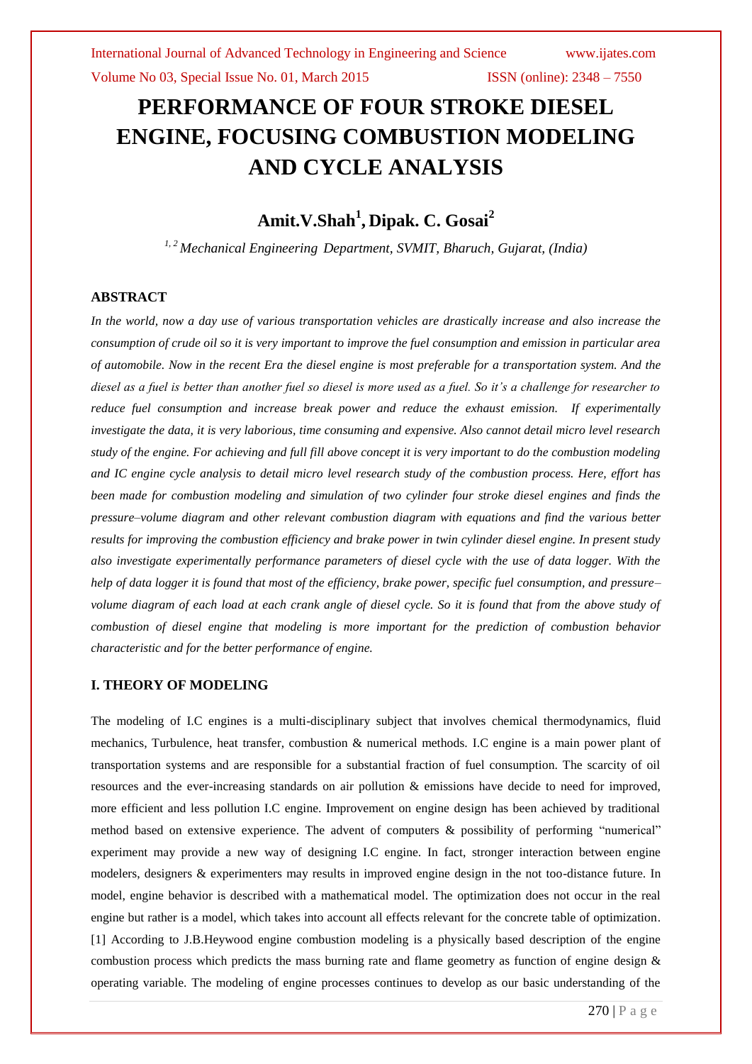# PERFORMANCE OF FOUR STROKE DIESEL ENGINE, FOCUSING COMBUSTION MODELING AND CYCLE ANALYSIS

## Amit.V.Shah[1], Dipak. C. Gosai[2]

*[1, 2] Mechanical Engineering Department, SVMIT, Bharuch, Gujarat, (India)*

### ABSTRACT

*In the world, now a day use of various transportation vehicles are drastically increase and also increase the consumption of crude oil so it is very important to improve the fuel consumption and emission in particular area of automobile. Now in the recent Era the diesel engine is most preferable for a transportation system. And the diesel as a fuel is better than another fuel so diesel is more used as a fuel. So it's a challenge for researcher to reduce fuel consumption and increase break power and reduce the exhaust emission. If experimentally investigate the data, it is very laborious, time consuming and expensive. Also cannot detail micro level research study of the engine. For achieving and full fill above concept it is very important to do the combustion modeling and IC engine cycle analysis to detail micro level research study of the combustion process. Here, effort has been made for combustion modeling and simulation of two cylinder four stroke diesel engines and finds the pressure–volume diagram and other relevant combustion diagram with equations and find the various better results for improving the combustion efficiency and brake power in twin cylinder diesel engine. In present study also investigate experimentally performance parameters of diesel cycle with the use of data logger. With the help of data logger it is found that most of the efficiency, brake power, specific fuel consumption, and pressure–volume diagram of each load at each crank angle of diesel cycle. So it is found that from the above study of combustion of diesel engine that modeling is more important for the prediction of combustion behavior characteristic and for the better performance of engine.*

### I. THEORY OF MODELING

The modeling of I.C engines is a multi-disciplinary subject that involves chemical thermodynamics, fluid mechanics, Turbulence, heat transfer, combustion & numerical methods. I.C engine is a main power plant of transportation systems and are responsible for a substantial fraction of fuel consumption. The scarcity of oil resources and the ever-increasing standards on air pollution & emissions have decide to need for improved, more efficient and less pollution I.C engine. Improvement on engine design has been achieved by traditional method based on extensive experience. The advent of computers & possibility of performing "numerical" experiment may provide a new way of designing I.C engine. In fact, stronger interaction between engine modelers, designers & experimenters may results in improved engine design in the not too-distance future. In model, engine behavior is described with a mathematical model. The optimization does not occur in the real engine but rather is a model, which takes into account all effects relevant for the concrete table of optimization. [1] According to J.B.Heywood engine combustion modeling is a physically based description of the engine combustion process which predicts the mass burning rate and flame geometry as function of engine design & operating variable. The modeling of engine processes continues to develop as our basic understanding of the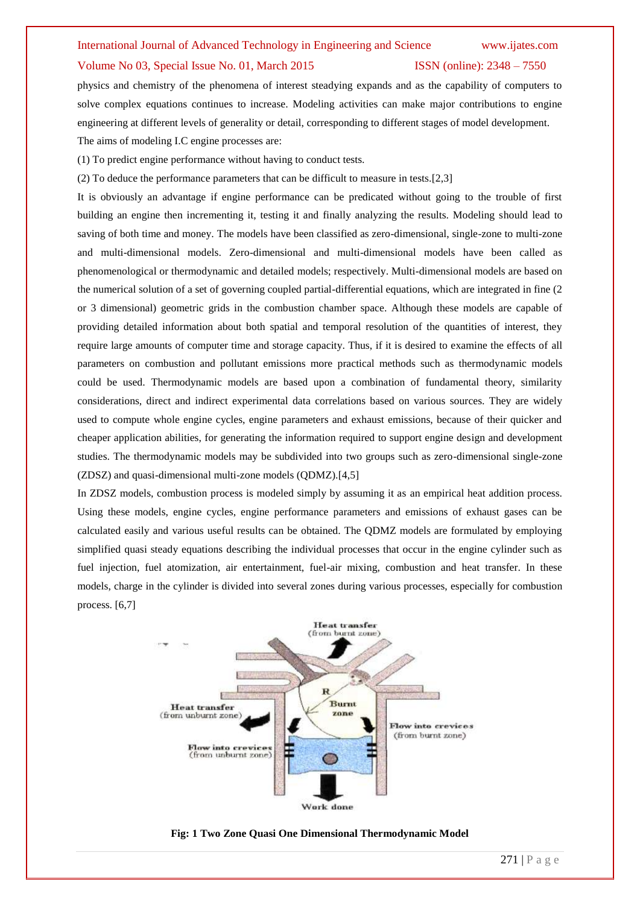physics and chemistry of the phenomena of interest steadying expands and as the capability of computers to solve complex equations continues to increase. Modeling activities can make major contributions to engine engineering at different levels of generality or detail, corresponding to different stages of model development.

The aims of modeling I.C engine processes are:

(1) To predict engine performance without having to conduct tests.

(2) To deduce the performance parameters that can be difficult to measure in tests.[2,3]

It is obviously an advantage if engine performance can be predicated without going to the trouble of first building an engine then incrementing it, testing it and finally analyzing the results. Modeling should lead to saving of both time and money. The models have been classified as zero-dimensional, single-zone to multi-zone and multi-dimensional models. Zero-dimensional and multi-dimensional models have been called as phenomenological or thermodynamic and detailed models; respectively. Multi-dimensional models are based on the numerical solution of a set of governing coupled partial-differential equations, which are integrated in fine (2 or 3 dimensional) geometric grids in the combustion chamber space. Although these models are capable of providing detailed information about both spatial and temporal resolution of the quantities of interest, they require large amounts of computer time and storage capacity. Thus, if it is desired to examine the effects of all parameters on combustion and pollutant emissions more practical methods such as thermodynamic models could be used. Thermodynamic models are based upon a combination of fundamental theory, similarity considerations, direct and indirect experimental data correlations based on various sources. They are widely used to compute whole engine cycles, engine parameters and exhaust emissions, because of their quicker and cheaper application abilities, for generating the information required to support engine design and development studies. The thermodynamic models may be subdivided into two groups such as zero-dimensional single-zone (ZDSZ) and quasi-dimensional multi-zone models (QDMZ).[4,5]

In ZDSZ models, combustion process is modeled simply by assuming it as an empirical heat addition process. Using these models, engine cycles, engine performance parameters and emissions of exhaust gases can be calculated easily and various useful results can be obtained. The QDMZ models are formulated by employing simplified quasi steady equations describing the individual processes that occur in the engine cylinder such as fuel injection, fuel atomization, air entertainment, fuel-air mixing, combustion and heat transfer. In these models, charge in the cylinder is divided into several zones during various processes, especially for combustion process. [6,7]

**Fig: 1 Two Zone Quasi One Dimensional Thermodynamic Model**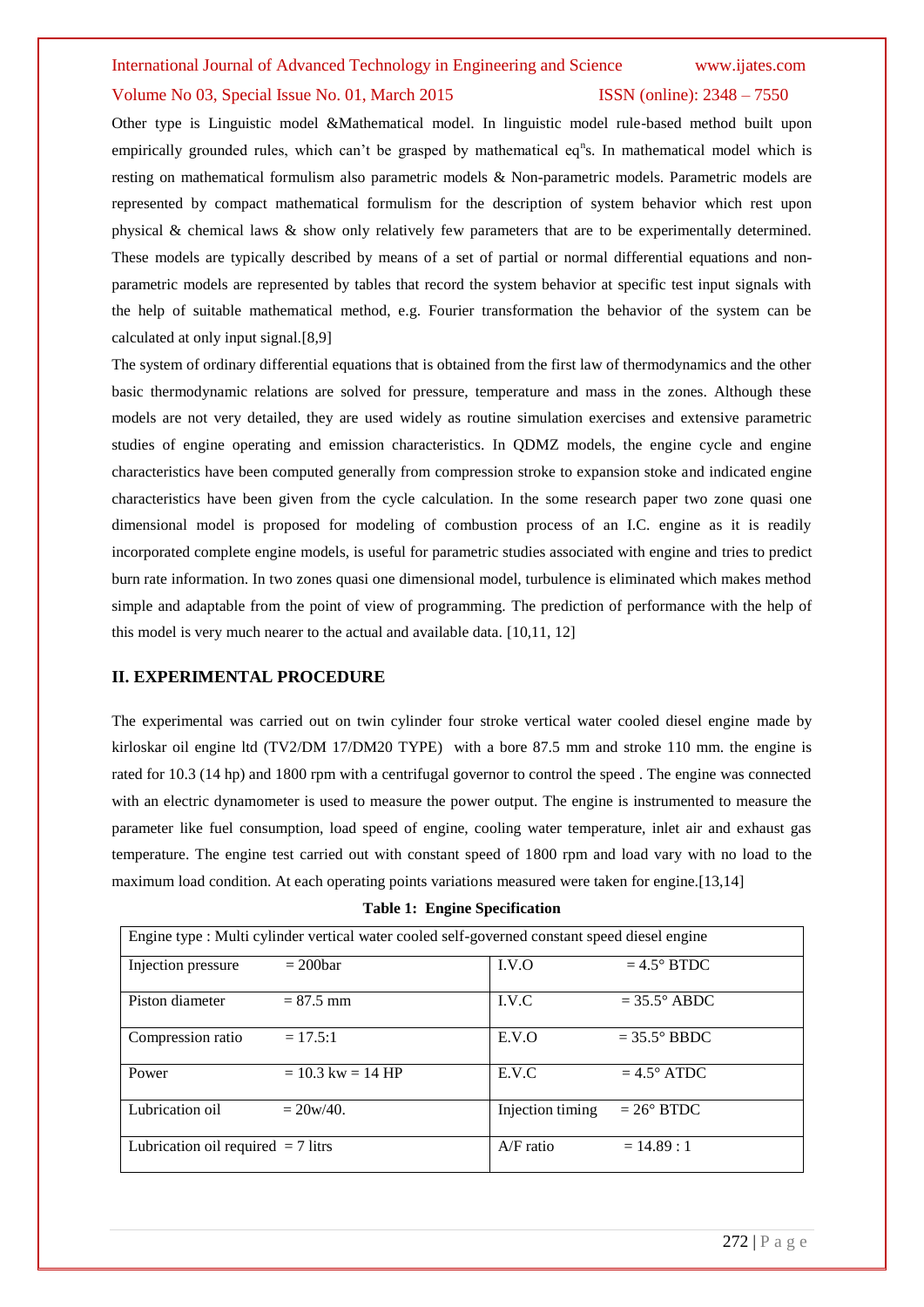Other type is Linguistic model &Mathematical model. In linguistic model rule-based method built upon empirically grounded rules, which can't be grasped by mathematical $eq^n$s. In mathematical model which is resting on mathematical formulism also parametric models & Non-parametric models. Parametric models are represented by compact mathematical formulism for the description of system behavior which rest upon physical & chemical laws & show only relatively few parameters that are to be experimentally determined. These models are typically described by means of a set of partial or normal differential equations and non-parametric models are represented by tables that record the system behavior at specific test input signals with the help of suitable mathematical method, e.g. Fourier transformation the behavior of the system can be calculated at only input signal.[8,9]

The system of ordinary differential equations that is obtained from the first law of thermodynamics and the other basic thermodynamic relations are solved for pressure, temperature and mass in the zones. Although these models are not very detailed, they are used widely as routine simulation exercises and extensive parametric studies of engine operating and emission characteristics. In QDMZ models, the engine cycle and engine characteristics have been computed generally from compression stroke to expansion stoke and indicated engine characteristics have been given from the cycle calculation. In the some research paper two zone quasi one dimensional model is proposed for modeling of combustion process of an I.C. engine as it is readily incorporated complete engine models, is useful for parametric studies associated with engine and tries to predict burn rate information. In two zones quasi one dimensional model, turbulence is eliminated which makes method simple and adaptable from the point of view of programming. The prediction of performance with the help of this model is very much nearer to the actual and available data. [10,11, 12]

## II. EXPERIMENTAL PROCEDURE

The experimental was carried out on twin cylinder four stroke vertical water cooled diesel engine made by kirloskar oil engine ltd (TV2/DM 17/DM20 TYPE) with a bore 87.5 mm and stroke 110 mm. the engine is rated for 10.3 (14 hp) and 1800 rpm with a centrifugal governor to control the speed . The engine was connected with an electric dynamometer is used to measure the power output. The engine is instrumented to measure the parameter like fuel consumption, load speed of engine, cooling water temperature, inlet air and exhaust gas temperature. The engine test carried out with constant speed of 1800 rpm and load vary with no load to the maximum load condition. At each operating points variations measured were taken for engine.[13,14]

**Table 1: Engine Specification**

| Engine type : Multi cylinder vertical water cooled self-governed constant speed diesel engine | |
|---|---|
| Injection pressure = 200bar | I.V.O = 4.5° BTDC |
| Piston diameter = 87.5 mm | I.V.C = 35.5° ABDC |
| Compression ratio = 17.5:1 | E.V.O = 35.5° BBDC |
| Power = 10.3 kw = 14 HP | E.V.C = 4.5° ATDC |
| Lubrication oil = 20w/40. | Injection timing = 26° BTDC |
| Lubrication oil required = 7 litrs | A/F ratio = 14.89 : 1 |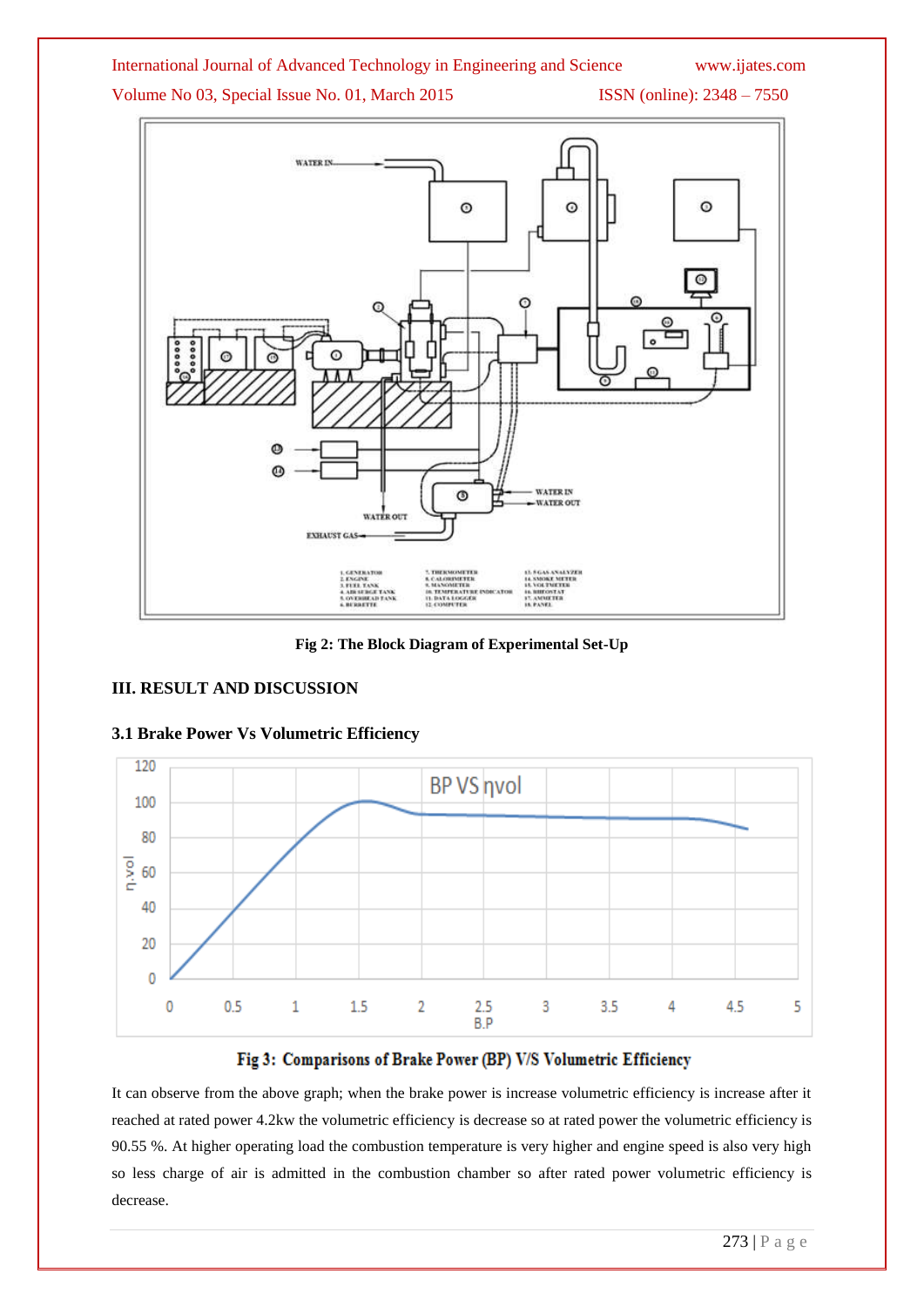Fig 2: The Block Diagram of Experimental Set-Up

## III. RESULT AND DISCUSSION

### 3.1 Brake Power Vs Volumetric Efficiency

Fig 3: Comparisons of Brake Power (BP) V/S Volumetric Efficiency

It can observe from the above graph; when the brake power is increase volumetric efficiency is increase after it reached at rated power 4.2kw the volumetric efficiency is decrease so at rated power the volumetric efficiency is 90.55 %. At higher operating load the combustion temperature is very higher and engine speed is also very high so less charge of air is admitted in the combustion chamber so after rated power volumetric efficiency is decrease.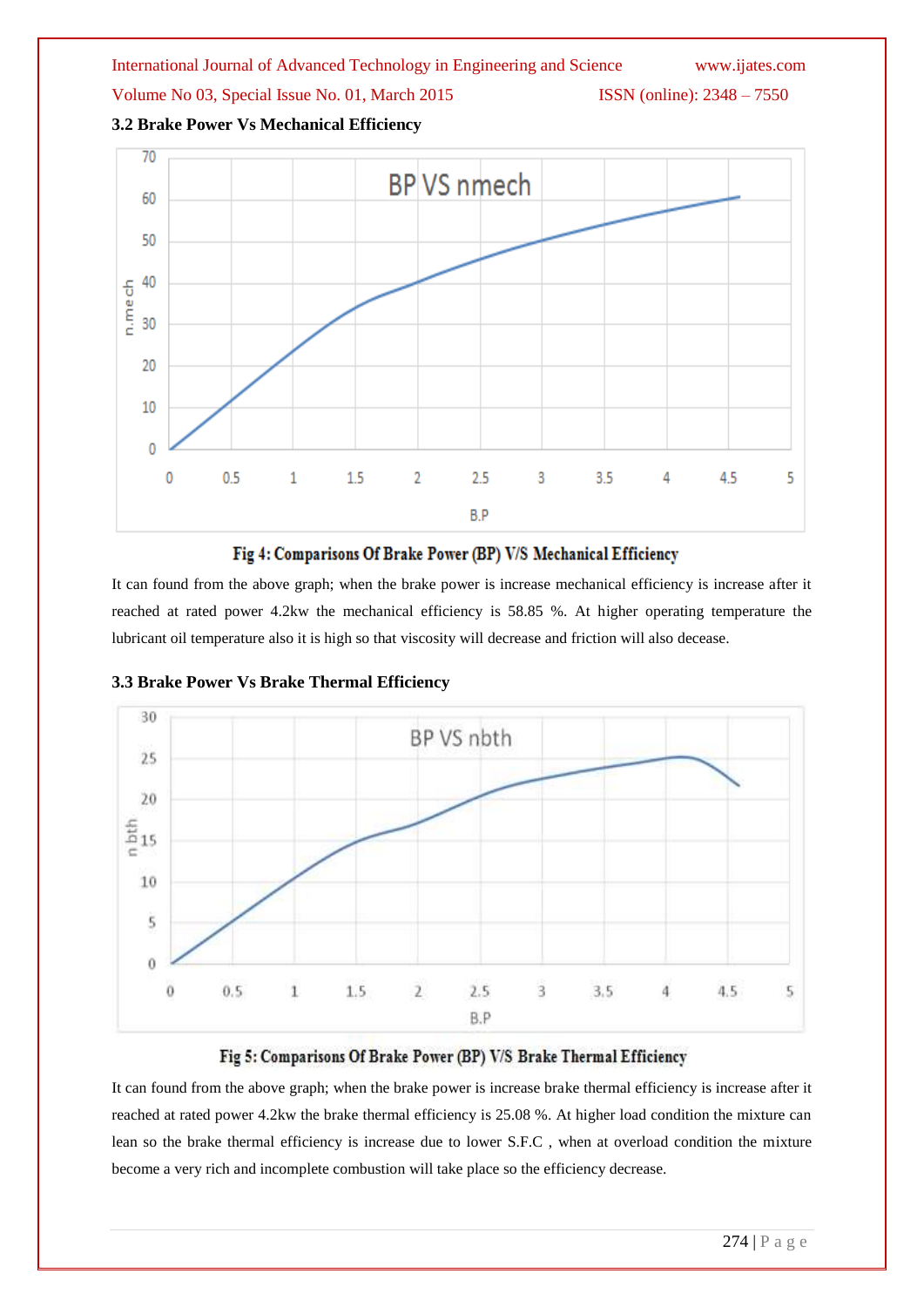### 3.2 Brake Power Vs Mechanical Efficiency

Fig 4: Comparisons Of Brake Power (BP) V/S Mechanical Efficiency

It can found from the above graph; when the brake power is increase mechanical efficiency is increase after it reached at rated power 4.2kw the mechanical efficiency is 58.85 %. At higher operating temperature the lubricant oil temperature also it is high so that viscosity will decrease and friction will also decease.

### 3.3 Brake Power Vs Brake Thermal Efficiency

Fig 5: Comparisons Of Brake Power (BP) V/S Brake Thermal Efficiency

It can found from the above graph; when the brake power is increase brake thermal efficiency is increase after it reached at rated power 4.2kw the brake thermal efficiency is 25.08 %. At higher load condition the mixture can lean so the brake thermal efficiency is increase due to lower S.F.C , when at overload condition the mixture become a very rich and incomplete combustion will take place so the efficiency decrease.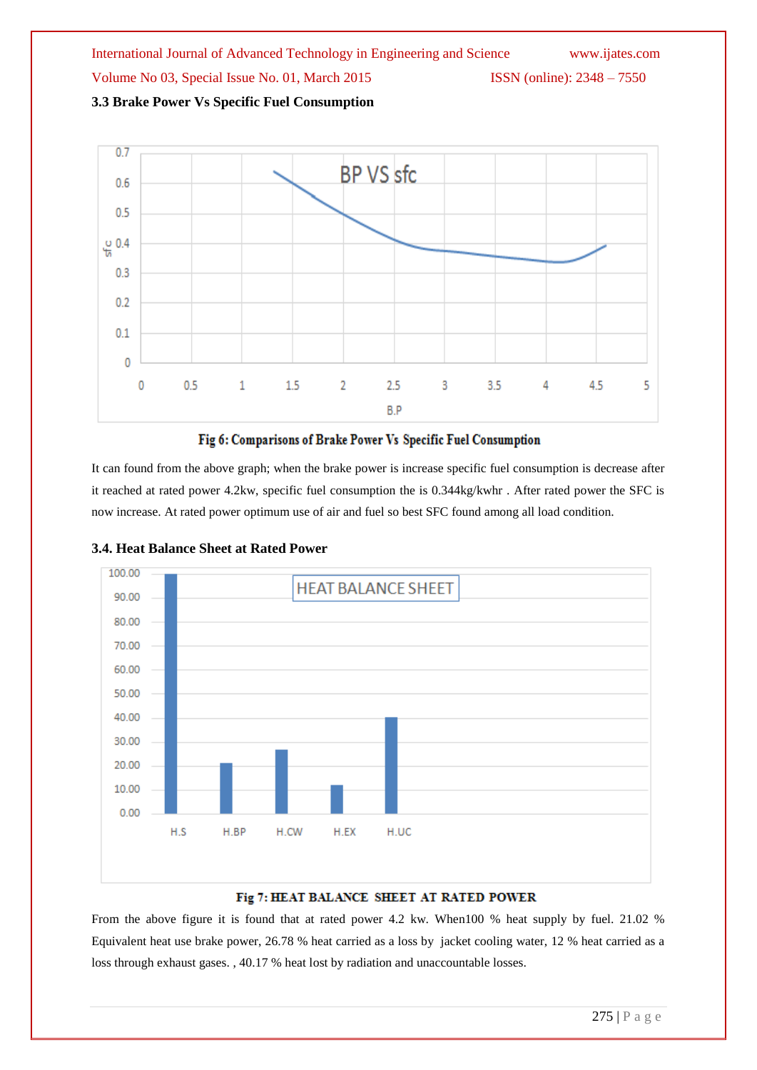### 3.3 Brake Power Vs Specific Fuel Consumption

Fig 6: Comparisons of Brake Power Vs Specific Fuel Consumption

It can found from the above graph; when the brake power is increase specific fuel consumption is decrease after it reached at rated power 4.2kw, specific fuel consumption the is 0.344kg/kwhr . After rated power the SFC is now increase. At rated power optimum use of air and fuel so best SFC found among all load condition.

### 3.4. Heat Balance Sheet at Rated Power

Fig 7: HEAT BALANCE SHEET AT RATED POWER

From the above figure it is found that at rated power 4.2 kw. When100 % heat supply by fuel. 21.02 % Equivalent heat use brake power, 26.78 % heat carried as a loss by jacket cooling water, 12 % heat carried as a loss through exhaust gases. , 40.17 % heat lost by radiation and unaccountable losses.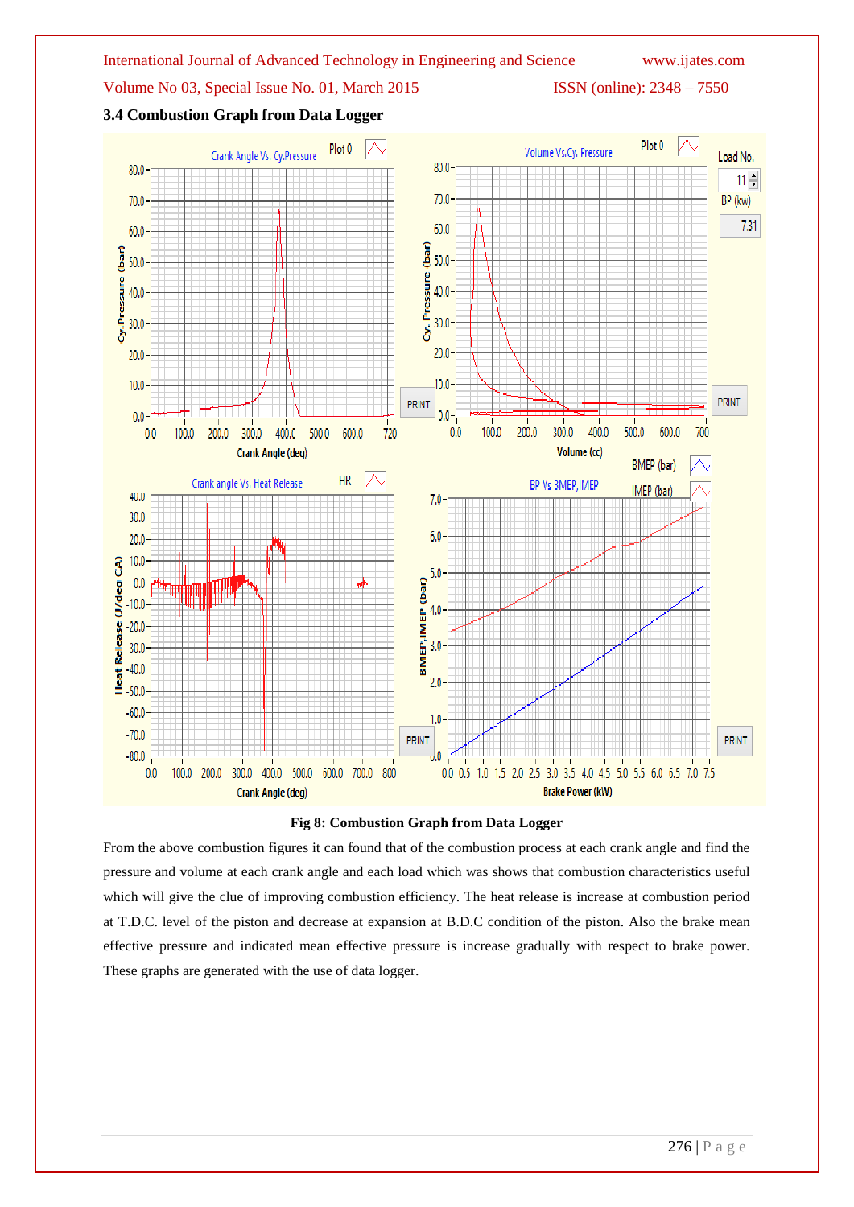### 3.4 Combustion Graph from Data Logger

**Fig 8: Combustion Graph from Data Logger**

From the above combustion figures it can found that of the combustion process at each crank angle and find the pressure and volume at each crank angle and each load which was shows that combustion characteristics useful which will give the clue of improving combustion efficiency. The heat release is increase at combustion period at T.D.C. level of the piston and decrease at expansion at B.D.C condition of the piston. Also the brake mean effective pressure and indicated mean effective pressure is increase gradually with respect to brake power. These graphs are generated with the use of data logger.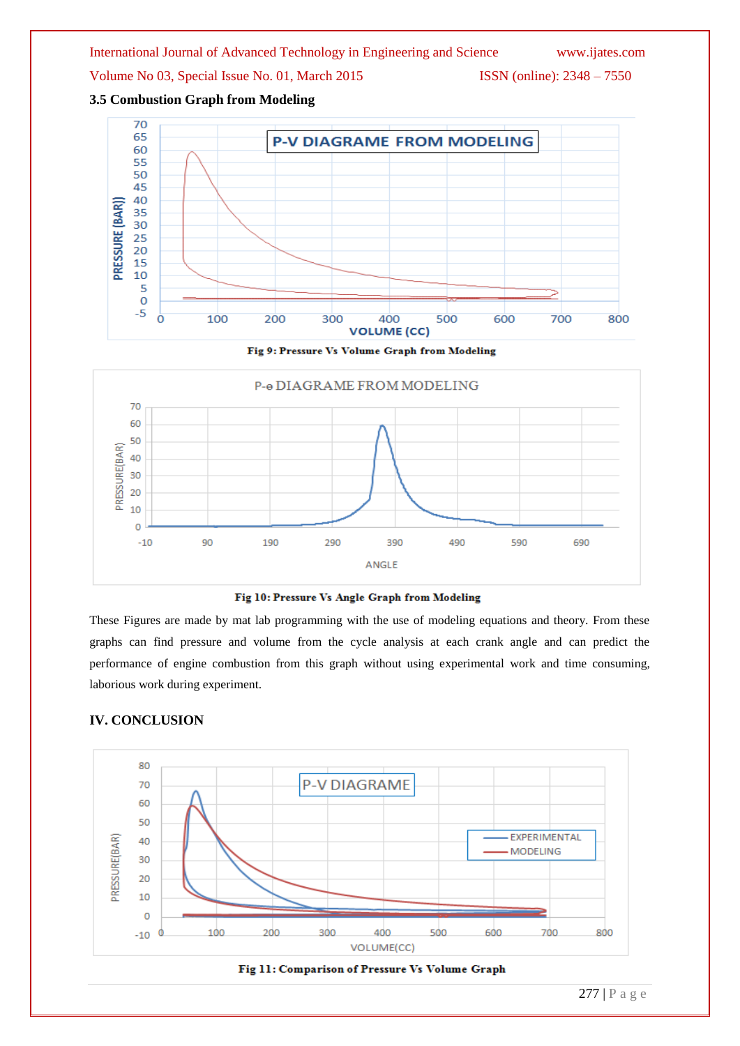### 3.5 Combustion Graph from Modeling

Fig 9: Pressure Vs Volume Graph from Modeling

Fig 10: Pressure Vs Angle Graph from Modeling

These Figures are made by mat lab programming with the use of modeling equations and theory. From these graphs can find pressure and volume from the cycle analysis at each crank angle and can predict the performance of engine combustion from this graph without using experimental work and time consuming, laborious work during experiment.

## IV. CONCLUSION

Fig 11: Comparison of Pressure Vs Volume Graph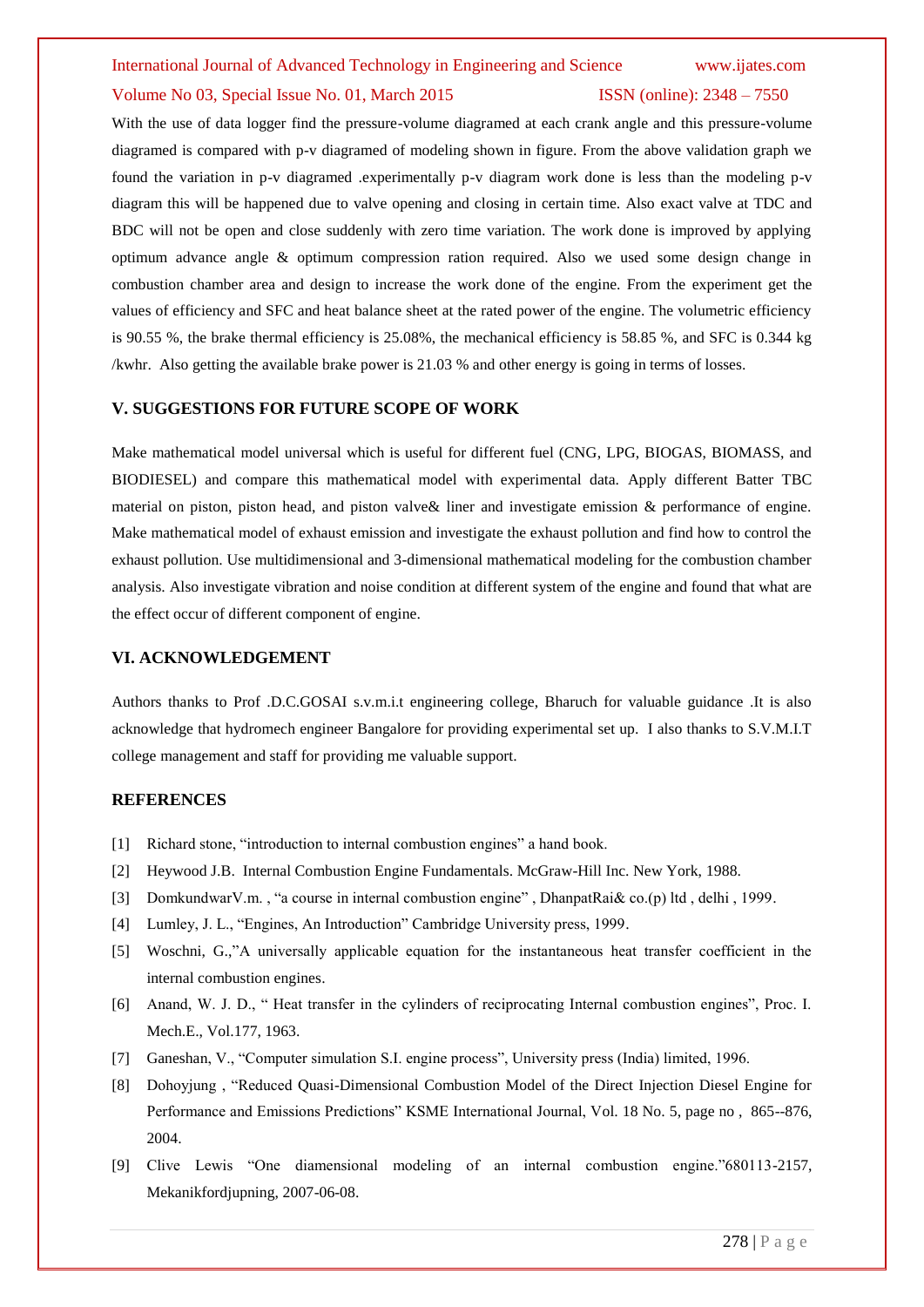With the use of data logger find the pressure-volume diagramed at each crank angle and this pressure-volume diagramed is compared with p-v diagramed of modeling shown in figure. From the above validation graph we found the variation in p-v diagramed .experimentally p-v diagram work done is less than the modeling p-v diagram this will be happened due to valve opening and closing in certain time. Also exact valve at TDC and BDC will not be open and close suddenly with zero time variation. The work done is improved by applying optimum advance angle & optimum compression ration required. Also we used some design change in combustion chamber area and design to increase the work done of the engine. From the experiment get the values of efficiency and SFC and heat balance sheet at the rated power of the engine. The volumetric efficiency is 90.55 %, the brake thermal efficiency is 25.08%, the mechanical efficiency is 58.85 %, and SFC is 0.344 kg /kwhr. Also getting the available brake power is 21.03 % and other energy is going in terms of losses.

## V. SUGGESTIONS FOR FUTURE SCOPE OF WORK

Make mathematical model universal which is useful for different fuel (CNG, LPG, BIOGAS, BIOMASS, and BIODIESEL) and compare this mathematical model with experimental data. Apply different Batter TBC material on piston, piston head, and piston valve& liner and investigate emission & performance of engine. Make mathematical model of exhaust emission and investigate the exhaust pollution and find how to control the exhaust pollution. Use multidimensional and 3-dimensional mathematical modeling for the combustion chamber analysis. Also investigate vibration and noise condition at different system of the engine and found that what are the effect occur of different component of engine.

## VI. ACKNOWLEDGEMENT

Authors thanks to Prof .D.C.GOSAI s.v.m.i.t engineering college, Bharuch for valuable guidance .It is also acknowledge that hydromech engineer Bangalore for providing experimental set up. I also thanks to S.V.M.I.T college management and staff for providing me valuable support.

## REFERENCES

[1] Richard stone, "introduction to internal combustion engines" a hand book.

[2] Heywood J.B. Internal Combustion Engine Fundamentals. McGraw-Hill Inc. New York, 1988.

[3] DomkundwarV.m. , "a course in internal combustion engine" , DhanpatRai& co.(p) ltd , delhi , 1999.

[4] Lumley, J. L., "Engines, An Introduction" Cambridge University press, 1999.

[5] Woschni, G.,"A universally applicable equation for the instantaneous heat transfer coefficient in the internal combustion engines.

[6] Anand, W. J. D., " Heat transfer in the cylinders of reciprocating Internal combustion engines", Proc. I. Mech.E., Vol.177, 1963.

[7] Ganeshan, V., "Computer simulation S.I. engine process", University press (India) limited, 1996.

[8] Dohoyjung , "Reduced Quasi-Dimensional Combustion Model of the Direct Injection Diesel Engine for Performance and Emissions Predictions" KSME International Journal, Vol. 18 No. 5, page no , 865--876, 2004.

[9] Clive Lewis "One diamensional modeling of an internal combustion engine."680113-2157, Mekanikfordjupning, 2007-06-08.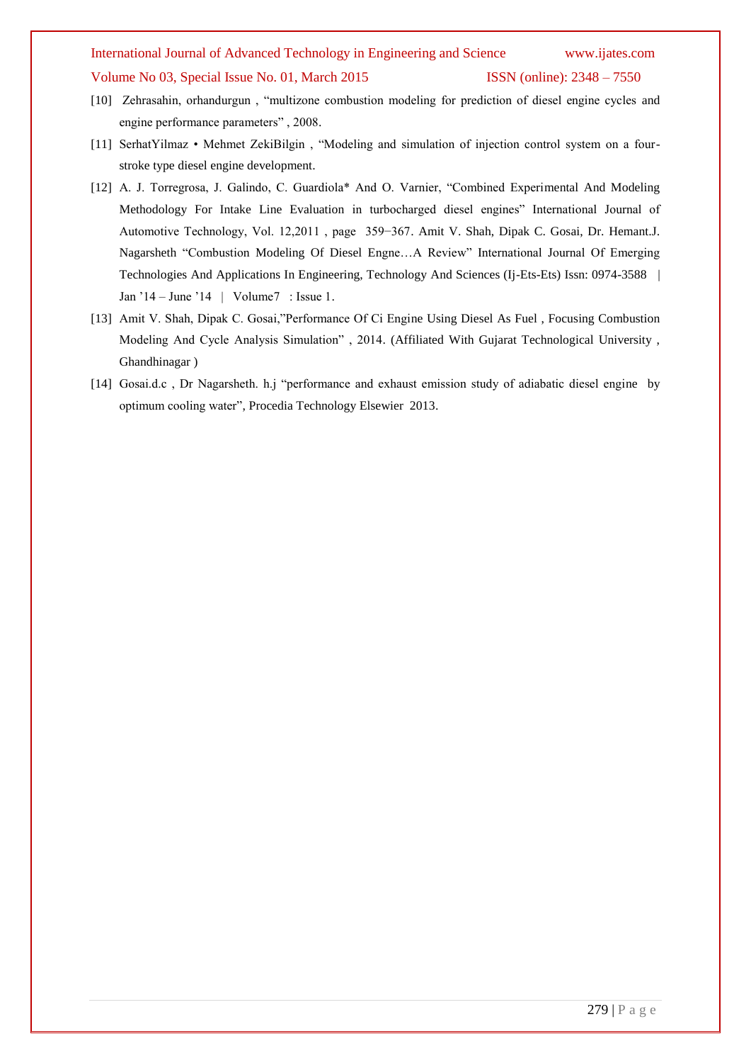[10] Zehrasahin, orhandurgun , "multizone combustion modeling for prediction of diesel engine cycles and engine performance parameters" , 2008.

[11] SerhatYilmaz • Mehmet ZekiBilgin , "Modeling and simulation of injection control system on a four-stroke type diesel engine development.

[12] A. J. Torregrosa, J. Galindo, C. Guardiola* And O. Varnier, "Combined Experimental And Modeling Methodology For Intake Line Evaluation in turbocharged diesel engines" International Journal of Automotive Technology, Vol. 12,2011 , page 359−367. Amit V. Shah, Dipak C. Gosai, Dr. Hemant.J. Nagarsheth "Combustion Modeling Of Diesel Engne…A Review" International Journal Of Emerging Technologies And Applications In Engineering, Technology And Sciences (Ij-Ets-Ets) Issn: 0974-3588 | Jan '14 – June '14 | Volume7 : Issue 1.

[13] Amit V. Shah, Dipak C. Gosai,"Performance Of Ci Engine Using Diesel As Fuel , Focusing Combustion Modeling And Cycle Analysis Simulation" , 2014. (Affiliated With Gujarat Technological University , Ghandhinagar )

[14] Gosai.d.c , Dr Nagarsheth. h.j "performance and exhaust emission study of adiabatic diesel engine by optimum cooling water", Procedia Technology Elsewier 2013.